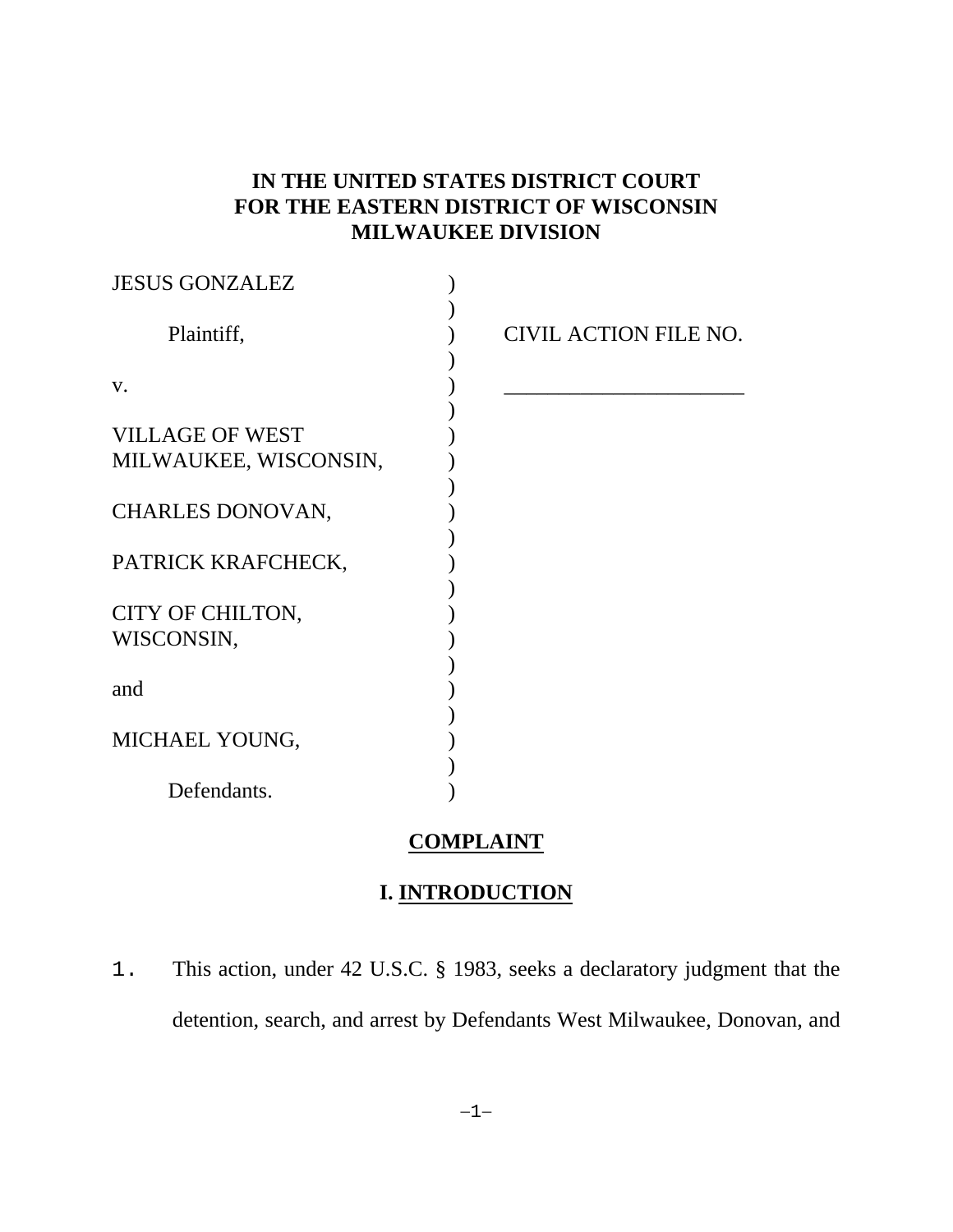**IN THE UNITED STATES DISTRICT COURT**
**FOR THE EASTERN DISTRICT OF WISCONSIN**
**MILWAUKEE DIVISION**

| | | |
|---|---|---|
| JESUS GONZALEZ | ) | |
| | ) | |
| Plaintiff, | ) | CIVIL ACTION FILE NO. |
| | ) | |
| v. | ) | \_\_\_\_\_\_\_\_\_\_\_\_\_\_\_\_\_\_\_\_\_\_ |
| | ) | |
| VILLAGE OF WEST MILWAUKEE, WISCONSIN, | ) | |
| | ) | |
| CHARLES DONOVAN, | ) | |
| | ) | |
| PATRICK KRAFCHECK, | ) | |
| | ) | |
| CITY OF CHILTON, WISCONSIN, | ) | |
| | ) | |
| and | ) | |
| | ) | |
| MICHAEL YOUNG, | ) | |
| | ) | |
| Defendants. | ) | |

## COMPLAINT

## I. INTRODUCTION

1. This action, under 42 U.S.C. § 1983, seeks a declaratory judgment that the detention, search, and arrest by Defendants West Milwaukee, Donovan, and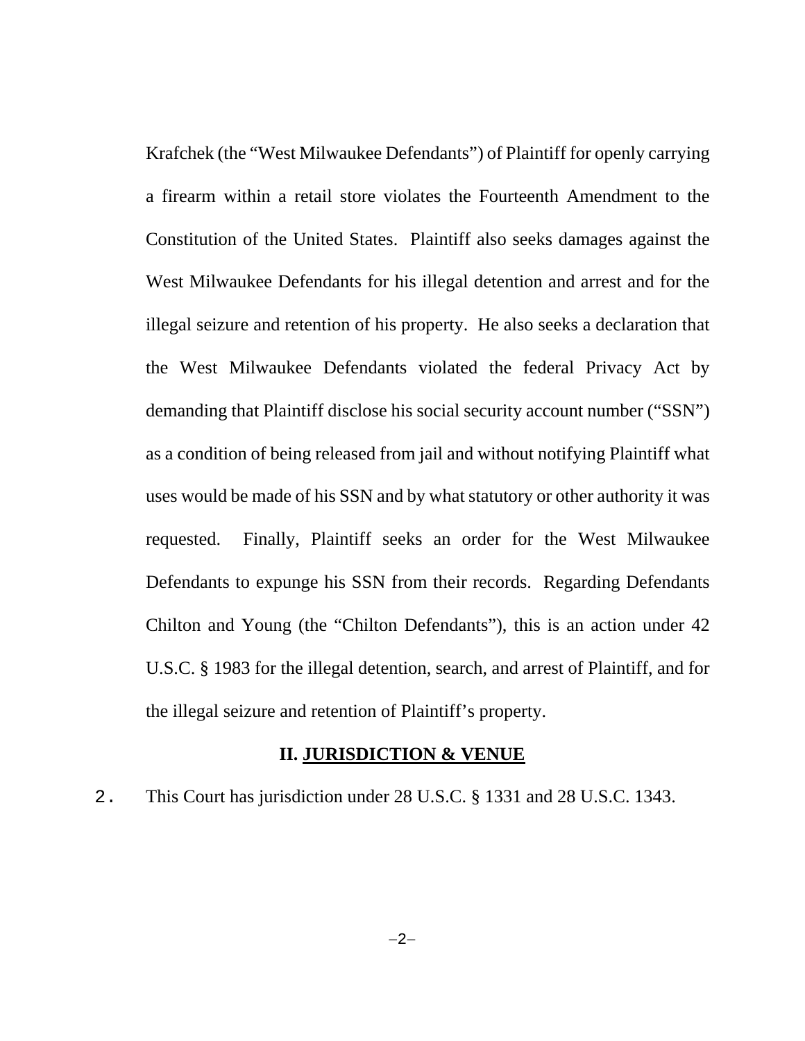Krafchek (the "West Milwaukee Defendants") of Plaintiff for openly carrying a firearm within a retail store violates the Fourteenth Amendment to the Constitution of the United States. Plaintiff also seeks damages against the West Milwaukee Defendants for his illegal detention and arrest and for the illegal seizure and retention of his property. He also seeks a declaration that the West Milwaukee Defendants violated the federal Privacy Act by demanding that Plaintiff disclose his social security account number ("SSN") as a condition of being released from jail and without notifying Plaintiff what uses would be made of his SSN and by what statutory or other authority it was requested. Finally, Plaintiff seeks an order for the West Milwaukee Defendants to expunge his SSN from their records. Regarding Defendants Chilton and Young (the "Chilton Defendants"), this is an action under 42 U.S.C. § 1983 for the illegal detention, search, and arrest of Plaintiff, and for the illegal seizure and retention of Plaintiff's property.

## II. JURISDICTION & VENUE

2. This Court has jurisdiction under 28 U.S.C. § 1331 and 28 U.S.C. 1343.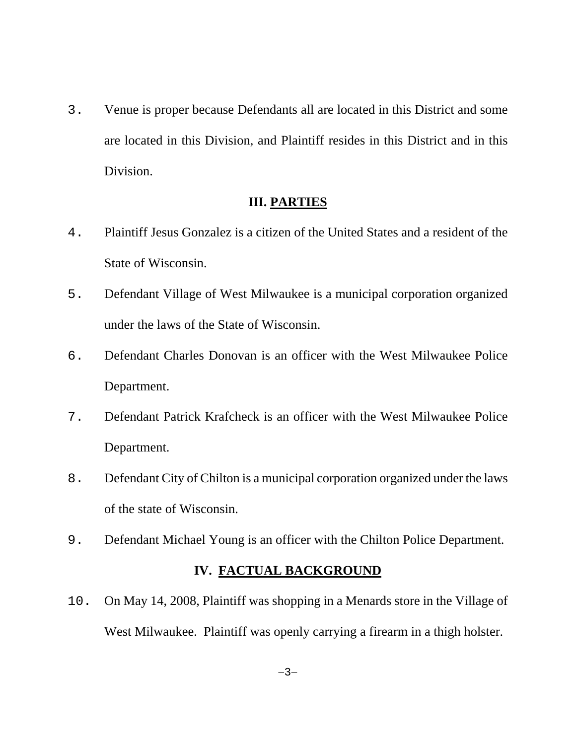3. Venue is proper because Defendants all are located in this District and some are located in this Division, and Plaintiff resides in this District and in this Division.

## III. PARTIES

4. Plaintiff Jesus Gonzalez is a citizen of the United States and a resident of the State of Wisconsin.

5. Defendant Village of West Milwaukee is a municipal corporation organized under the laws of the State of Wisconsin.

6. Defendant Charles Donovan is an officer with the West Milwaukee Police Department.

7. Defendant Patrick Krafcheck is an officer with the West Milwaukee Police Department.

8. Defendant City of Chilton is a municipal corporation organized under the laws of the state of Wisconsin.

9. Defendant Michael Young is an officer with the Chilton Police Department.

## IV. FACTUAL BACKGROUND

10. On May 14, 2008, Plaintiff was shopping in a Menards store in the Village of West Milwaukee. Plaintiff was openly carrying a firearm in a thigh holster.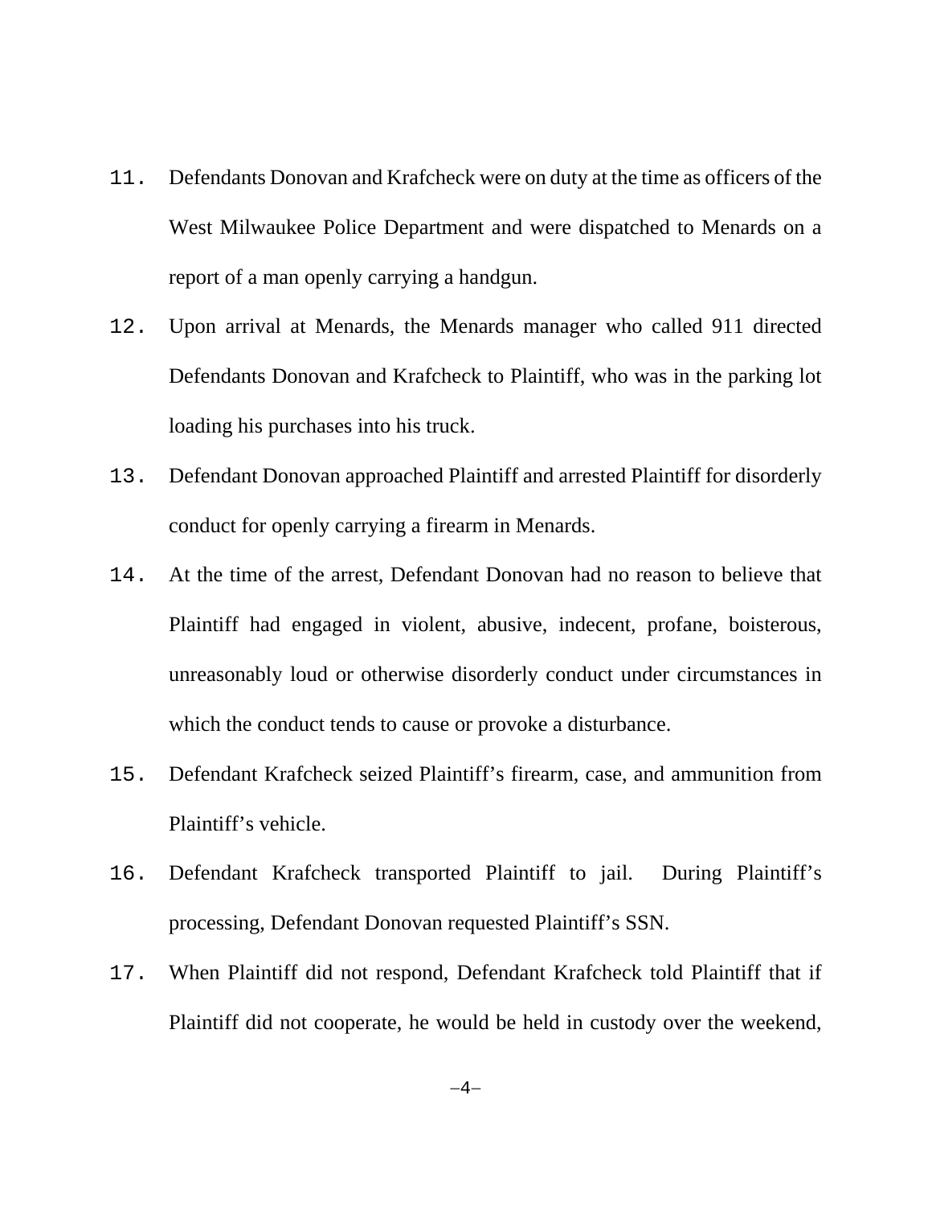11. Defendants Donovan and Krafcheck were on duty at the time as officers of the West Milwaukee Police Department and were dispatched to Menards on a report of a man openly carrying a handgun.

12. Upon arrival at Menards, the Menards manager who called 911 directed Defendants Donovan and Krafcheck to Plaintiff, who was in the parking lot loading his purchases into his truck.

13. Defendant Donovan approached Plaintiff and arrested Plaintiff for disorderly conduct for openly carrying a firearm in Menards.

14. At the time of the arrest, Defendant Donovan had no reason to believe that Plaintiff had engaged in violent, abusive, indecent, profane, boisterous, unreasonably loud or otherwise disorderly conduct under circumstances in which the conduct tends to cause or provoke a disturbance.

15. Defendant Krafcheck seized Plaintiff's firearm, case, and ammunition from Plaintiff's vehicle.

16. Defendant Krafcheck transported Plaintiff to jail. During Plaintiff's processing, Defendant Donovan requested Plaintiff's SSN.

17. When Plaintiff did not respond, Defendant Krafcheck told Plaintiff that if Plaintiff did not cooperate, he would be held in custody over the weekend,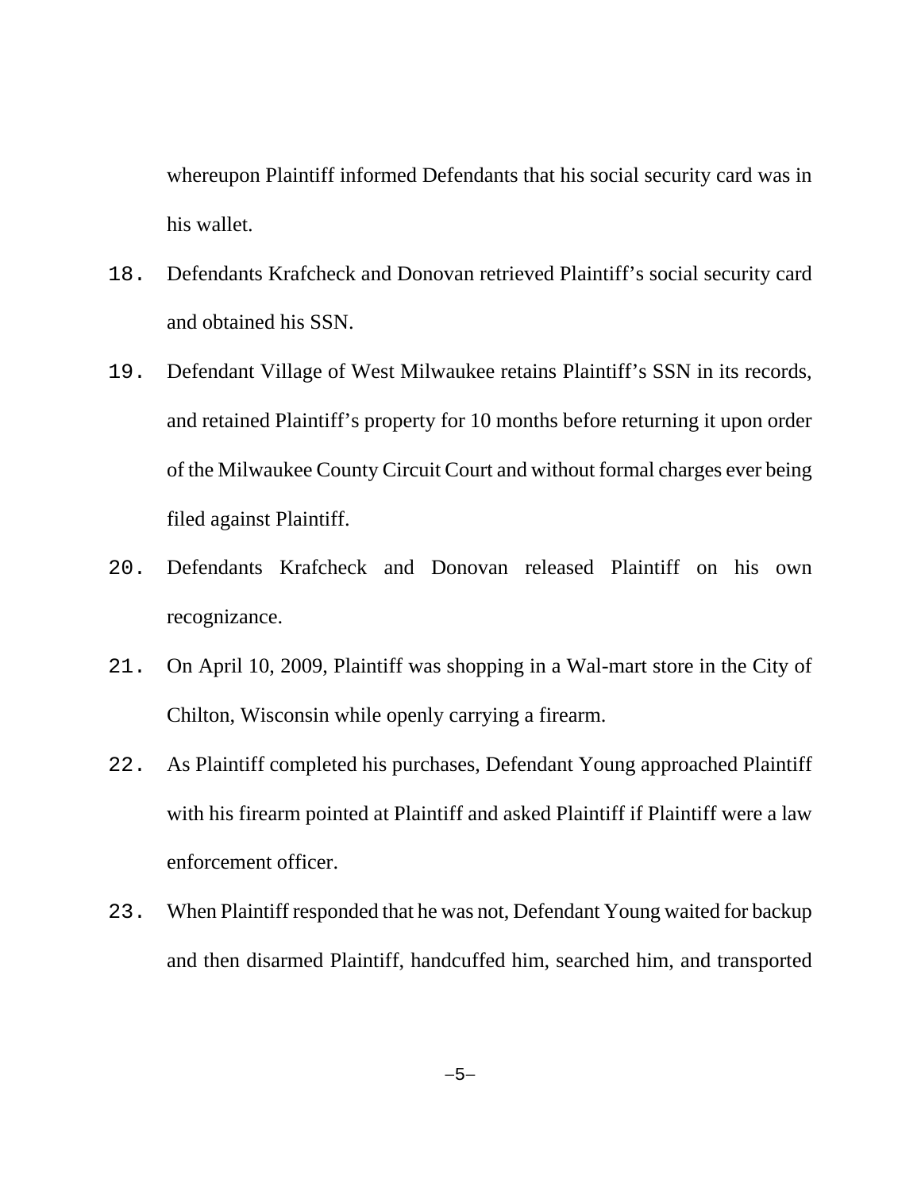whereupon Plaintiff informed Defendants that his social security card was in his wallet.

18. Defendants Krafcheck and Donovan retrieved Plaintiff's social security card and obtained his SSN.

19. Defendant Village of West Milwaukee retains Plaintiff's SSN in its records, and retained Plaintiff's property for 10 months before returning it upon order of the Milwaukee County Circuit Court and without formal charges ever being filed against Plaintiff.

20. Defendants Krafcheck and Donovan released Plaintiff on his own recognizance.

21. On April 10, 2009, Plaintiff was shopping in a Wal-mart store in the City of Chilton, Wisconsin while openly carrying a firearm.

22. As Plaintiff completed his purchases, Defendant Young approached Plaintiff with his firearm pointed at Plaintiff and asked Plaintiff if Plaintiff were a law enforcement officer.

23. When Plaintiff responded that he was not, Defendant Young waited for backup and then disarmed Plaintiff, handcuffed him, searched him, and transported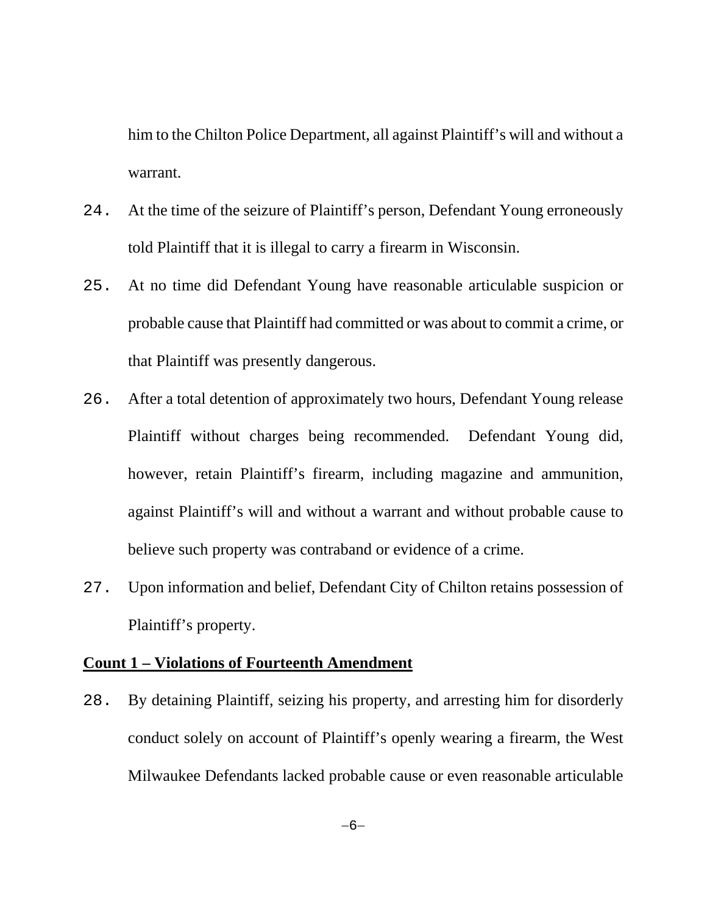him to the Chilton Police Department, all against Plaintiff's will and without a warrant.

24. At the time of the seizure of Plaintiff's person, Defendant Young erroneously told Plaintiff that it is illegal to carry a firearm in Wisconsin.

25. At no time did Defendant Young have reasonable articulable suspicion or probable cause that Plaintiff had committed or was about to commit a crime, or that Plaintiff was presently dangerous.

26. After a total detention of approximately two hours, Defendant Young release Plaintiff without charges being recommended. Defendant Young did, however, retain Plaintiff's firearm, including magazine and ammunition, against Plaintiff's will and without a warrant and without probable cause to believe such property was contraband or evidence of a crime.

27. Upon information and belief, Defendant City of Chilton retains possession of Plaintiff's property.

**Count 1 – Violations of Fourteenth Amendment**

28. By detaining Plaintiff, seizing his property, and arresting him for disorderly conduct solely on account of Plaintiff's openly wearing a firearm, the West Milwaukee Defendants lacked probable cause or even reasonable articulable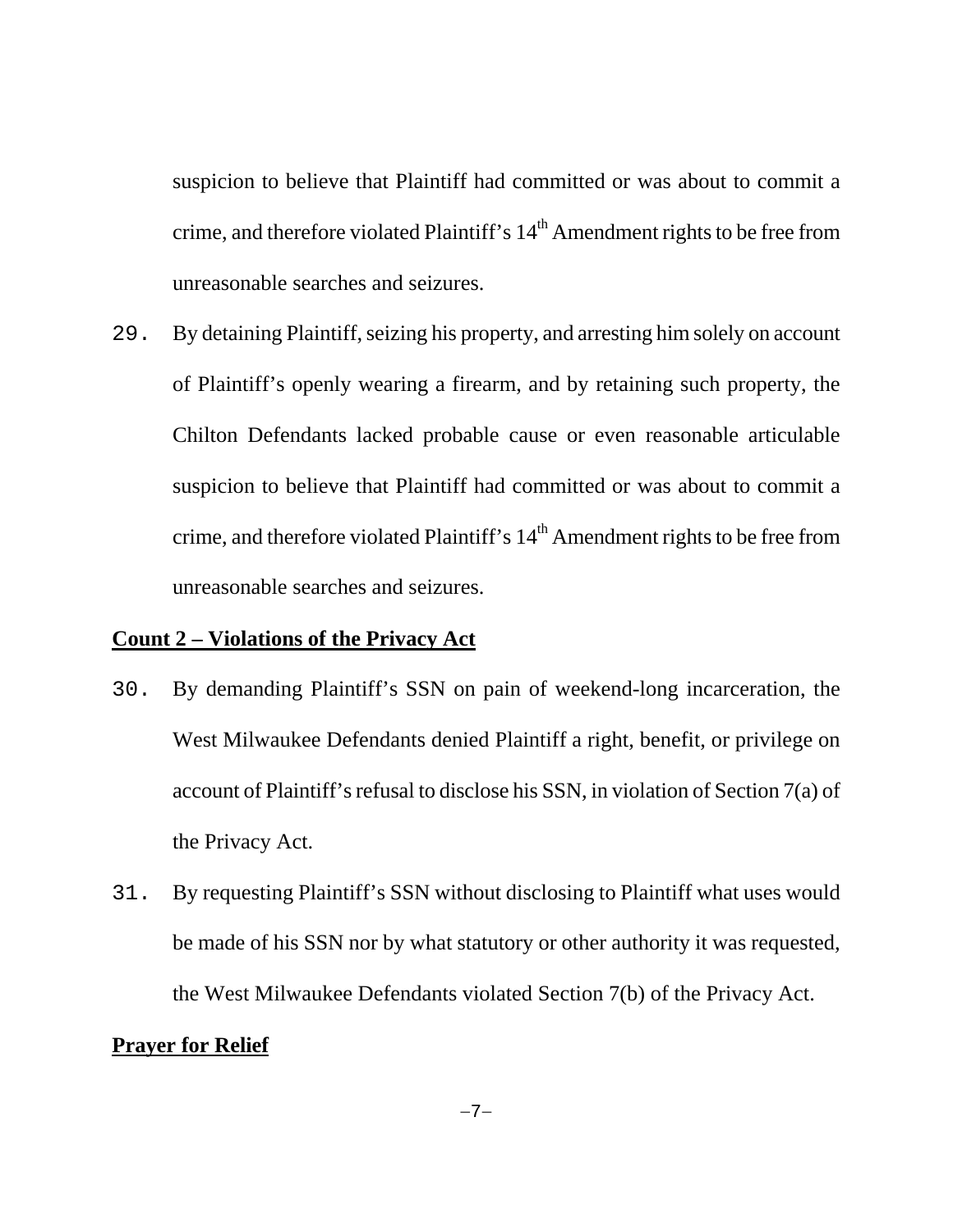suspicion to believe that Plaintiff had committed or was about to commit a crime, and therefore violated Plaintiff's 14th Amendment rights to be free from unreasonable searches and seizures.

29. By detaining Plaintiff, seizing his property, and arresting him solely on account of Plaintiff's openly wearing a firearm, and by retaining such property, the Chilton Defendants lacked probable cause or even reasonable articulable suspicion to believe that Plaintiff had committed or was about to commit a crime, and therefore violated Plaintiff's 14th Amendment rights to be free from unreasonable searches and seizures.

**Count 2 – Violations of the Privacy Act**

30. By demanding Plaintiff's SSN on pain of weekend-long incarceration, the West Milwaukee Defendants denied Plaintiff a right, benefit, or privilege on account of Plaintiff's refusal to disclose his SSN, in violation of Section 7(a) of the Privacy Act.

31. By requesting Plaintiff's SSN without disclosing to Plaintiff what uses would be made of his SSN nor by what statutory or other authority it was requested, the West Milwaukee Defendants violated Section 7(b) of the Privacy Act.

**Prayer for Relief**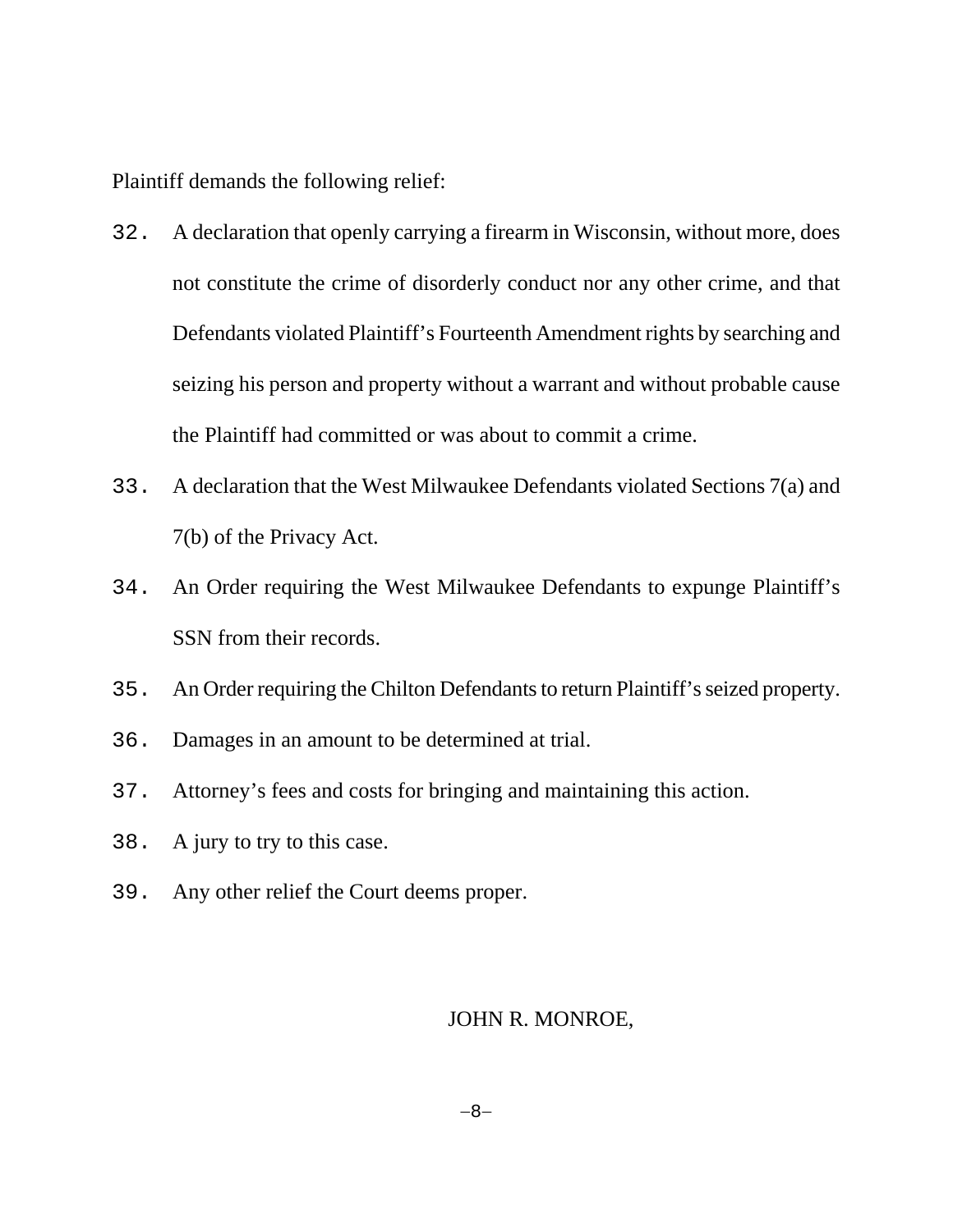Plaintiff demands the following relief:

32. A declaration that openly carrying a firearm in Wisconsin, without more, does not constitute the crime of disorderly conduct nor any other crime, and that Defendants violated Plaintiff's Fourteenth Amendment rights by searching and seizing his person and property without a warrant and without probable cause the Plaintiff had committed or was about to commit a crime.

33. A declaration that the West Milwaukee Defendants violated Sections 7(a) and 7(b) of the Privacy Act.

34. An Order requiring the West Milwaukee Defendants to expunge Plaintiff's SSN from their records.

35. An Order requiring the Chilton Defendants to return Plaintiff's seized property.

36. Damages in an amount to be determined at trial.

37. Attorney's fees and costs for bringing and maintaining this action.

38. A jury to try to this case.

39. Any other relief the Court deems proper.

JOHN R. MONROE,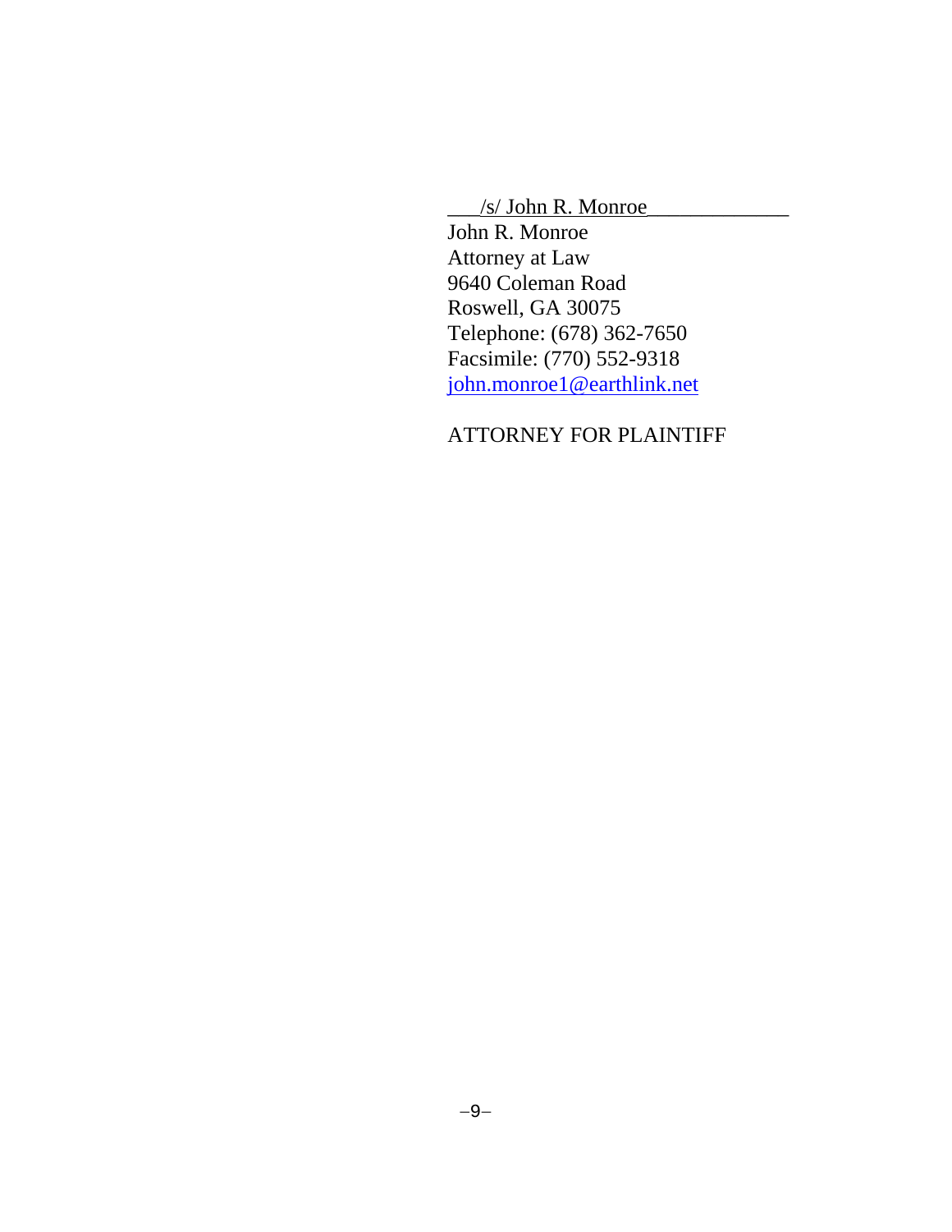___/s/ John R. Monroe_____________
John R. Monroe
Attorney at Law
9640 Coleman Road
Roswell, GA 30075
Telephone: (678) 362-7650
Facsimile: (770) 552-9318
john.monroe1@earthlink.net

ATTORNEY FOR PLAINTIFF